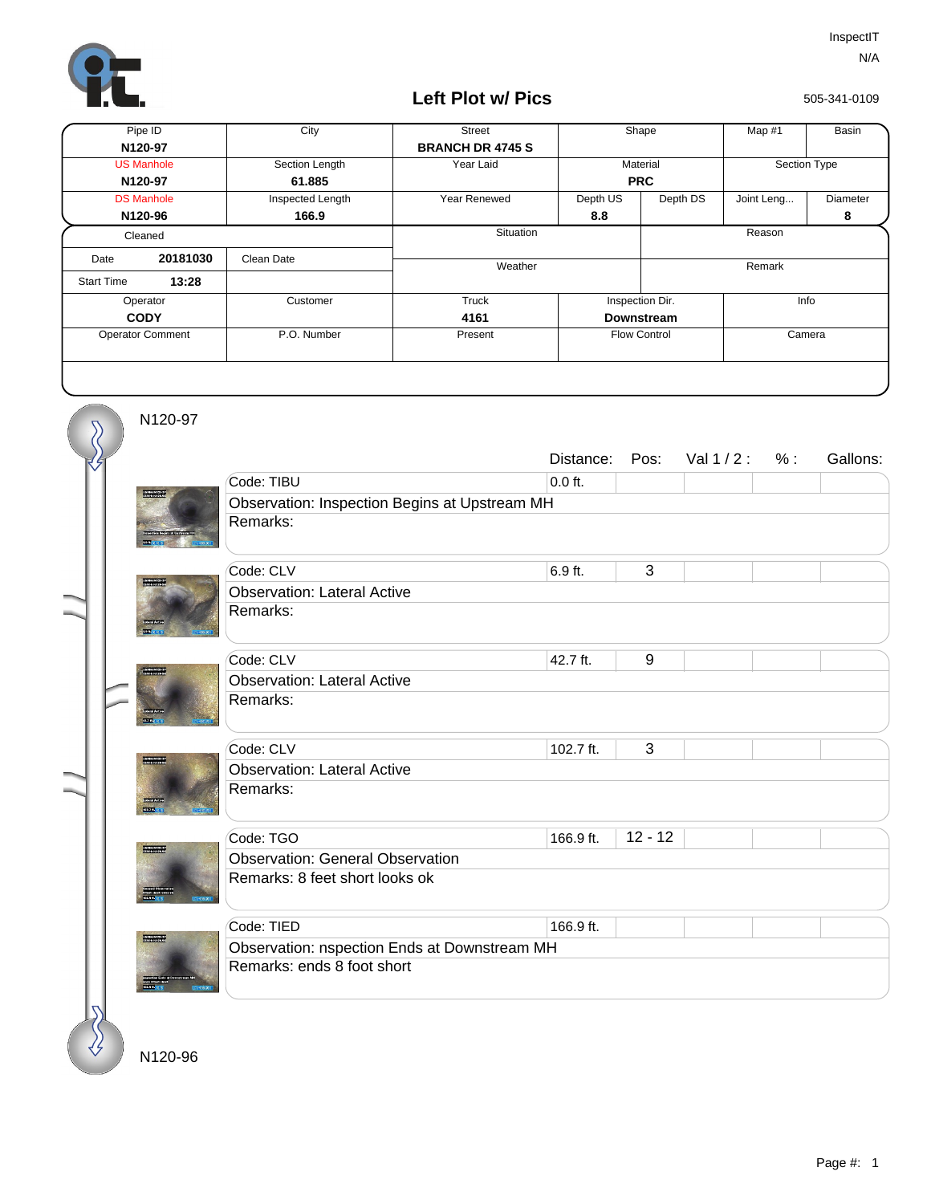InspectIT
N/A

# Left Plot w/ Pics

505-341-0109

| Pipe ID | City | Street | Shape | | Map #1 | Basin |
|---|---|---|---|---|---|---|
| **N120-97** | | **BRANCH DR 4745 S** | | | | |
| US Manhole | Section Length | Year Laid | Material | | Section Type | |
| **N120-97** | **61.885** | | **PRC** | | | |
| DS Manhole | Inspected Length | Year Renewed | Depth US | Depth DS | Joint Leng... | Diameter |
| **N120-96** | **166.9** | | **8.8** | | | **8** |

| Cleaned | | Situation | Reason |
|---|---|---|---|
| Date **20181030** | Clean Date | Weather | Remark |
| Start Time **13:28** | | | |

| Operator | Customer | Truck | Inspection Dir. | Info |
|---|---|---|---|---|
| **CODY** | | **4161** | **Downstream** | |
| Operator Comment | P.O. Number | Present | Flow Control | Camera |

N120-97

| Code | Distance: | Pos: | Val 1 / 2 : | % : | Gallons: |
|---|---|---|---|---|---|
| Code: TIBU | 0.0 ft. | | | | |
| Observation: Inspection Begins at Upstream MH | | | | | |
| Remarks: | | | | | |
| Code: CLV | 6.9 ft. | 3 | | | |
| Observation: Lateral Active | | | | | |
| Remarks: | | | | | |
| Code: CLV | 42.7 ft. | 9 | | | |
| Observation: Lateral Active | | | | | |
| Remarks: | | | | | |
| Code: CLV | 102.7 ft. | 3 | | | |
| Observation: Lateral Active | | | | | |
| Remarks: | | | | | |
| Code: TGO | 166.9 ft. | 12 - 12 | | | |
| Observation: General Observation | | | | | |
| Remarks: 8 feet short looks ok | | | | | |
| Code: TIED | 166.9 ft. | | | | |
| Observation: nspection Ends at Downstream MH | | | | | |
| Remarks: ends 8 foot short | | | | | |

N120-96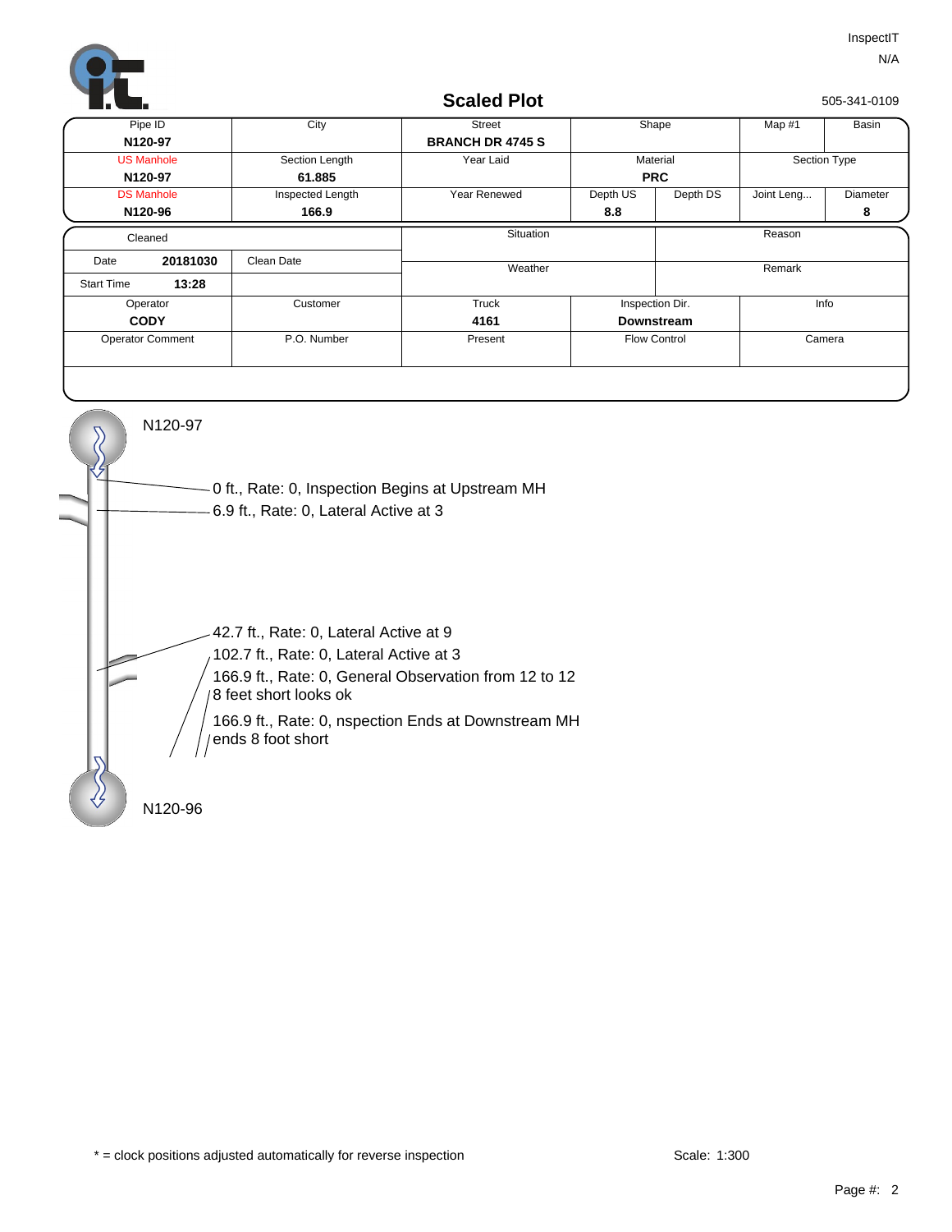InspectIT

N/A

# Scaled Plot

505-341-0109

| Pipe ID | City | Street | Shape | | Map #1 | Basin |
|---|---|---|---|---|---|---|
| **N120-97** | | **BRANCH DR 4745 S** | | | | |
| US Manhole | Section Length | Year Laid | Material | | Section Type | |
| **N120-97** | **61.885** | | **PRC** | | | |
| DS Manhole | Inspected Length | Year Renewed | Depth US | Depth DS | Joint Leng... | Diameter |
| **N120-96** | **166.9** | | **8.8** | | | **8** |

| Cleaned | | Situation | Reason |
|---|---|---|---|
| Date **20181030** | Clean Date | Weather | Remark |
| Start Time **13:28** | | | |

| Operator | Customer | Truck | Inspection Dir. | Info |
|---|---|---|---|---|
| **CODY** | | **4161** | **Downstream** | |
| Operator Comment | P.O. Number | Present | Flow Control | Camera |
| | | | | |

N120-97

0 ft., Rate: 0, Inspection Begins at Upstream MH

6.9 ft., Rate: 0, Lateral Active at 3

42.7 ft., Rate: 0, Lateral Active at 9

102.7 ft., Rate: 0, Lateral Active at 3

166.9 ft., Rate: 0, General Observation from 12 to 12
8 feet short looks ok

166.9 ft., Rate: 0, nspection Ends at Downstream MH
ends 8 foot short

N120-96

* = clock positions adjusted automatically for reverse inspection

Scale: 1:300